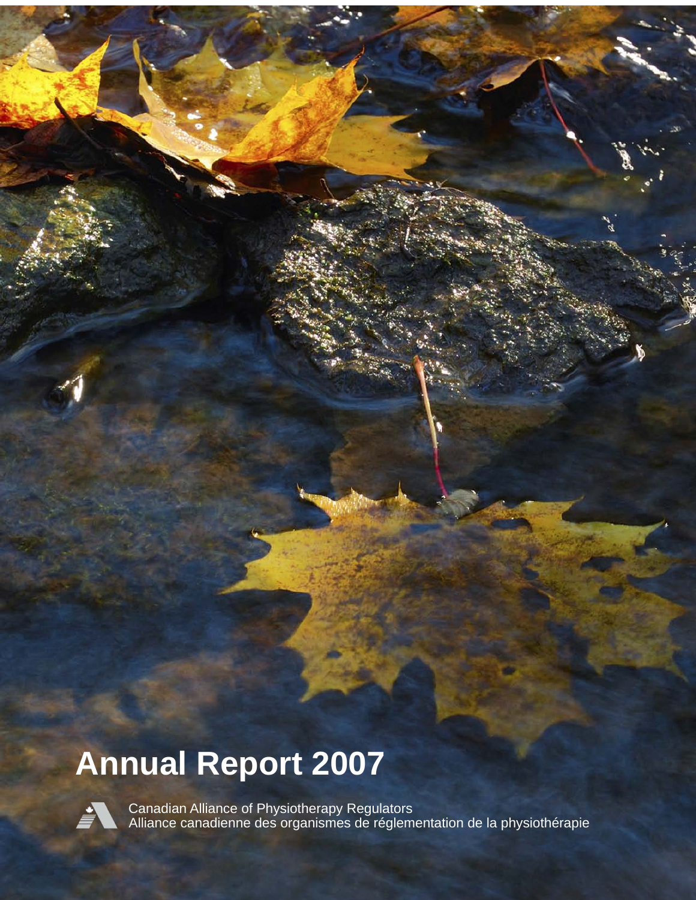# Annual Report 2007

Canadian Alliance of Physiotherapy Regulators
Alliance canadienne des organismes de réglementation de la physiothérapie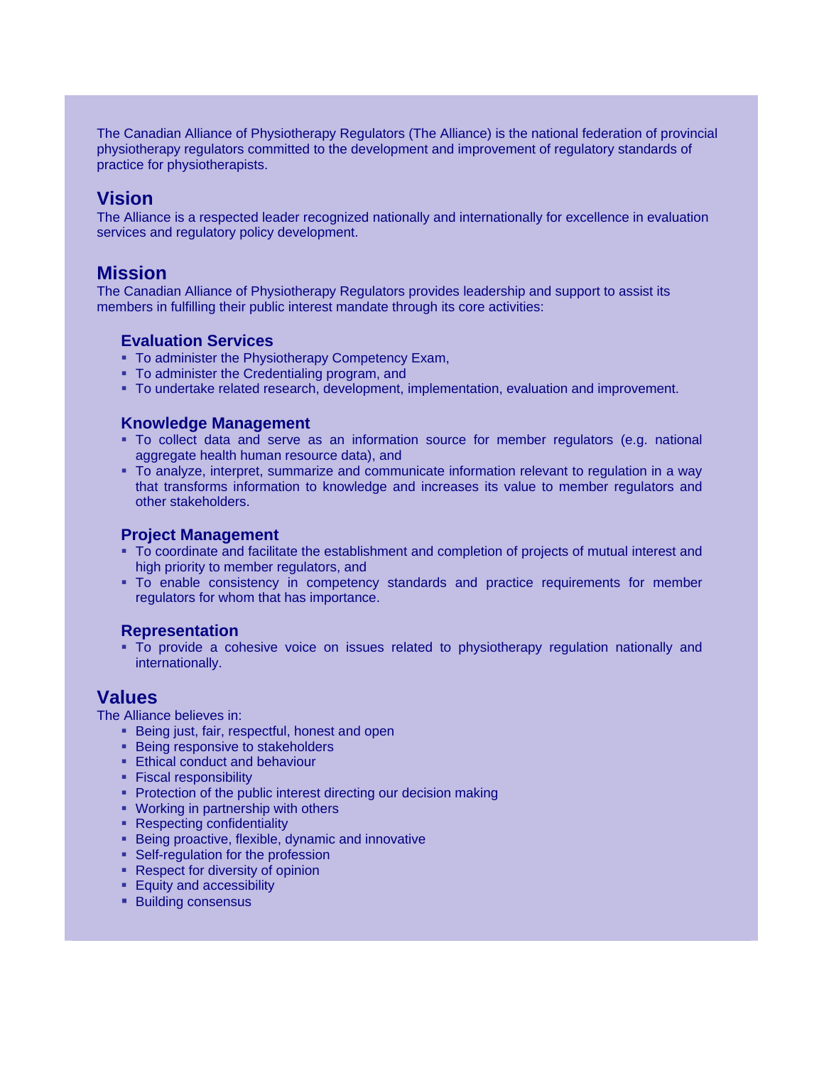The Canadian Alliance of Physiotherapy Regulators (The Alliance) is the national federation of provincial physiotherapy regulators committed to the development and improvement of regulatory standards of practice for physiotherapists.

## Vision

The Alliance is a respected leader recognized nationally and internationally for excellence in evaluation services and regulatory policy development.

## Mission

The Canadian Alliance of Physiotherapy Regulators provides leadership and support to assist its members in fulfilling their public interest mandate through its core activities:

### Evaluation Services

- To administer the Physiotherapy Competency Exam,
- To administer the Credentialing program, and
- To undertake related research, development, implementation, evaluation and improvement.

### Knowledge Management

- To collect data and serve as an information source for member regulators (e.g. national aggregate health human resource data), and
- To analyze, interpret, summarize and communicate information relevant to regulation in a way that transforms information to knowledge and increases its value to member regulators and other stakeholders.

### Project Management

- To coordinate and facilitate the establishment and completion of projects of mutual interest and high priority to member regulators, and
- To enable consistency in competency standards and practice requirements for member regulators for whom that has importance.

### Representation

- To provide a cohesive voice on issues related to physiotherapy regulation nationally and internationally.

## Values

The Alliance believes in:

- Being just, fair, respectful, honest and open
- Being responsive to stakeholders
- Ethical conduct and behaviour
- Fiscal responsibility
- Protection of the public interest directing our decision making
- Working in partnership with others
- Respecting confidentiality
- Being proactive, flexible, dynamic and innovative
- Self-regulation for the profession
- Respect for diversity of opinion
- Equity and accessibility
- Building consensus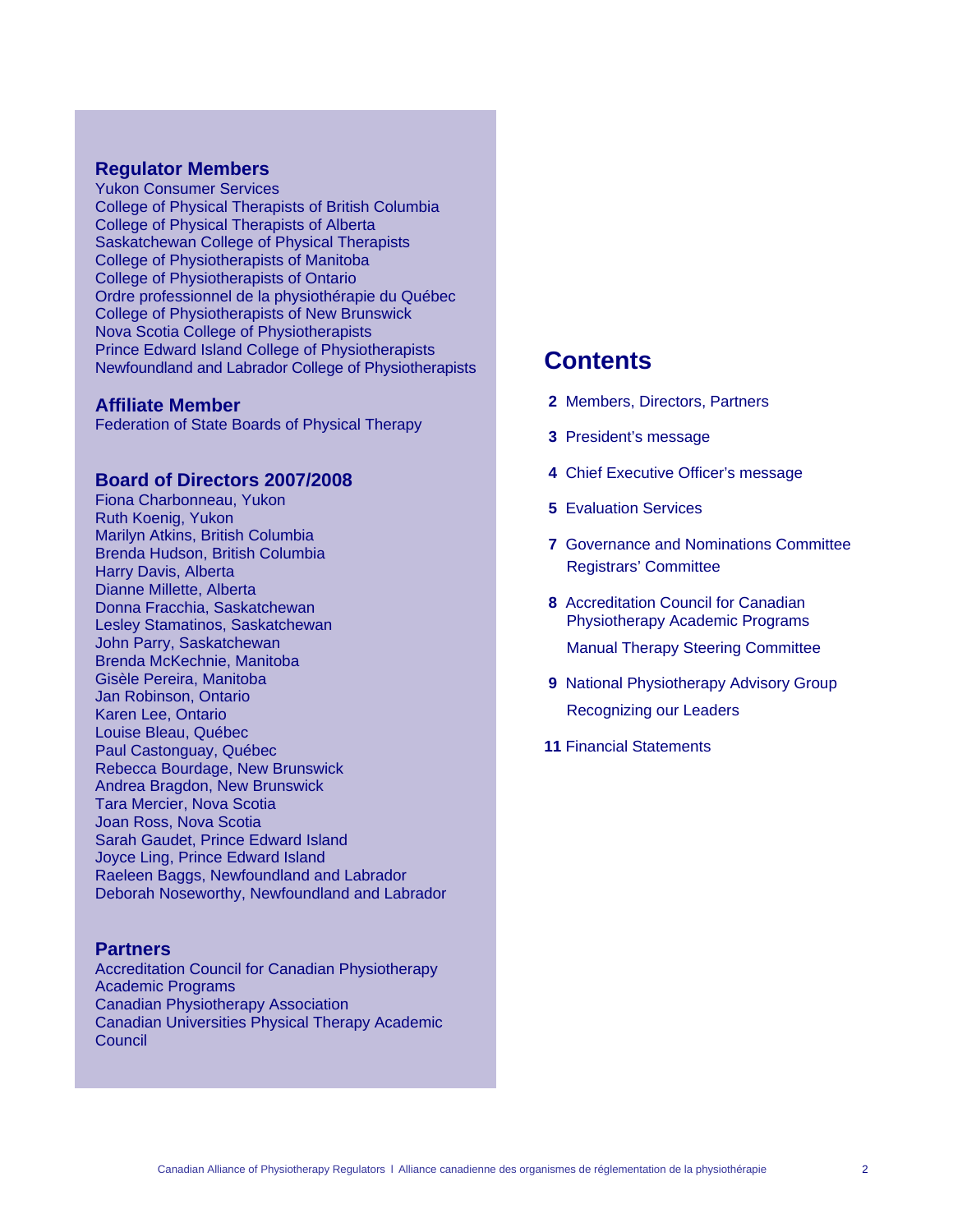## Regulator Members

Yukon Consumer Services
College of Physical Therapists of British Columbia
College of Physical Therapists of Alberta
Saskatchewan College of Physical Therapists
College of Physiotherapists of Manitoba
College of Physiotherapists of Ontario
Ordre professionnel de la physiothérapie du Québec
College of Physiotherapists of New Brunswick
Nova Scotia College of Physiotherapists
Prince Edward Island College of Physiotherapists
Newfoundland and Labrador College of Physiotherapists

## Affiliate Member

Federation of State Boards of Physical Therapy

## Board of Directors 2007/2008

Fiona Charbonneau, Yukon
Ruth Koenig, Yukon
Marilyn Atkins, British Columbia
Brenda Hudson, British Columbia
Harry Davis, Alberta
Dianne Millette, Alberta
Donna Fracchia, Saskatchewan
Lesley Stamatinos, Saskatchewan
John Parry, Saskatchewan
Brenda McKechnie, Manitoba
Gisèle Pereira, Manitoba
Jan Robinson, Ontario
Karen Lee, Ontario
Louise Bleau, Québec
Paul Castonguay, Québec
Rebecca Bourdage, New Brunswick
Andrea Bragdon, New Brunswick
Tara Mercier, Nova Scotia
Joan Ross, Nova Scotia
Sarah Gaudet, Prince Edward Island
Joyce Ling, Prince Edward Island
Raeleen Baggs, Newfoundland and Labrador
Deborah Noseworthy, Newfoundland and Labrador

## Partners

Accreditation Council for Canadian Physiotherapy Academic Programs
Canadian Physiotherapy Association
Canadian Universities Physical Therapy Academic Council

# Contents

**2** Members, Directors, Partners

**3** President's message

**4** Chief Executive Officer's message

**5** Evaluation Services

**7** Governance and Nominations Committee
Registrars' Committee

**8** Accreditation Council for Canadian Physiotherapy Academic Programs
Manual Therapy Steering Committee

**9** National Physiotherapy Advisory Group
Recognizing our Leaders

**11** Financial Statements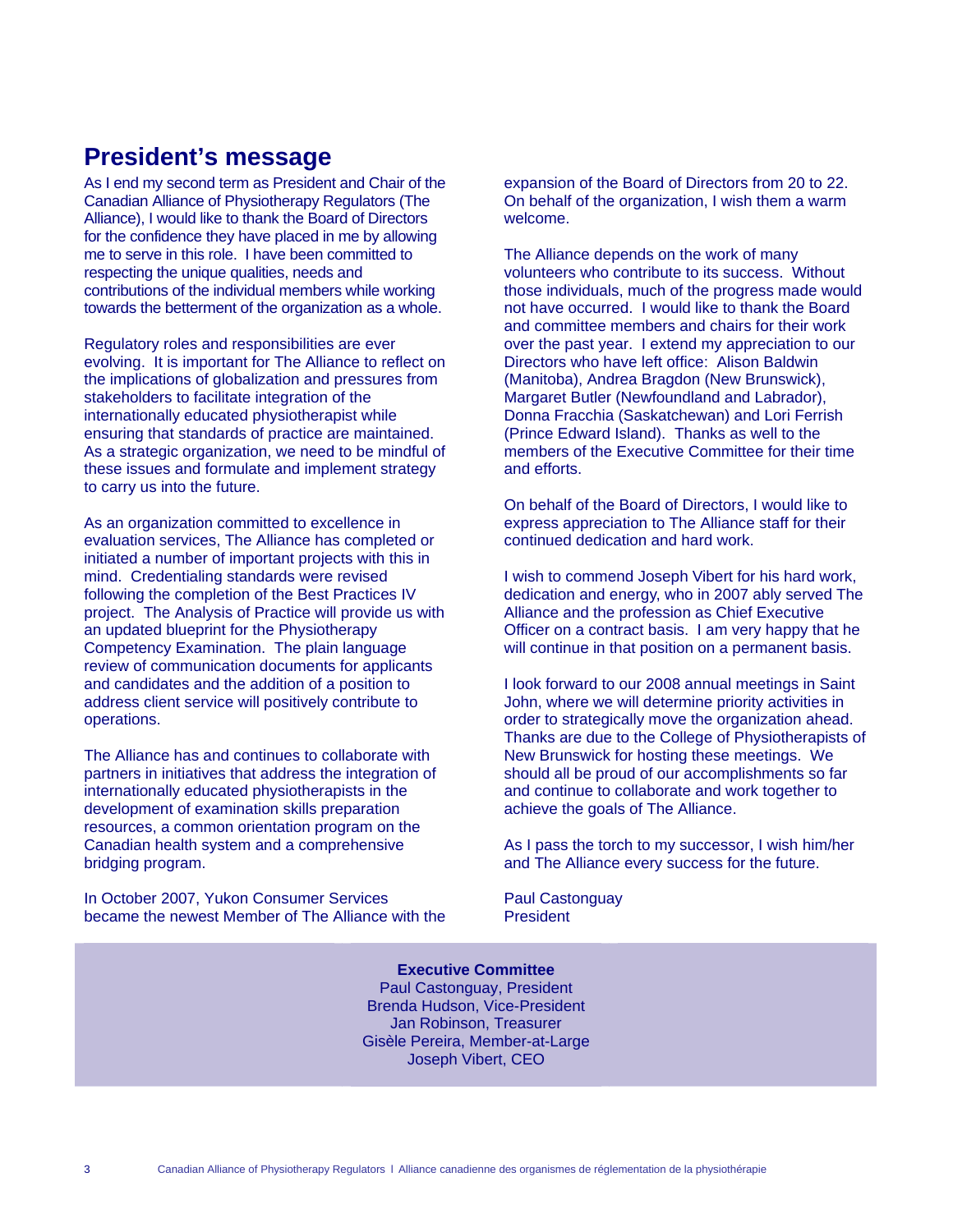# President's message

As I end my second term as President and Chair of the Canadian Alliance of Physiotherapy Regulators (The Alliance), I would like to thank the Board of Directors for the confidence they have placed in me by allowing me to serve in this role. I have been committed to respecting the unique qualities, needs and contributions of the individual members while working towards the betterment of the organization as a whole.

Regulatory roles and responsibilities are ever evolving. It is important for The Alliance to reflect on the implications of globalization and pressures from stakeholders to facilitate integration of the internationally educated physiotherapist while ensuring that standards of practice are maintained. As a strategic organization, we need to be mindful of these issues and formulate and implement strategy to carry us into the future.

As an organization committed to excellence in evaluation services, The Alliance has completed or initiated a number of important projects with this in mind. Credentialing standards were revised following the completion of the Best Practices IV project. The Analysis of Practice will provide us with an updated blueprint for the Physiotherapy Competency Examination. The plain language review of communication documents for applicants and candidates and the addition of a position to address client service will positively contribute to operations.

The Alliance has and continues to collaborate with partners in initiatives that address the integration of internationally educated physiotherapists in the development of examination skills preparation resources, a common orientation program on the Canadian health system and a comprehensive bridging program.

In October 2007, Yukon Consumer Services became the newest Member of The Alliance with the expansion of the Board of Directors from 20 to 22. On behalf of the organization, I wish them a warm welcome.

The Alliance depends on the work of many volunteers who contribute to its success. Without those individuals, much of the progress made would not have occurred. I would like to thank the Board and committee members and chairs for their work over the past year. I extend my appreciation to our Directors who have left office: Alison Baldwin (Manitoba), Andrea Bragdon (New Brunswick), Margaret Butler (Newfoundland and Labrador), Donna Fracchia (Saskatchewan) and Lori Ferrish (Prince Edward Island). Thanks as well to the members of the Executive Committee for their time and efforts.

On behalf of the Board of Directors, I would like to express appreciation to The Alliance staff for their continued dedication and hard work.

I wish to commend Joseph Vibert for his hard work, dedication and energy, who in 2007 ably served The Alliance and the profession as Chief Executive Officer on a contract basis. I am very happy that he will continue in that position on a permanent basis.

I look forward to our 2008 annual meetings in Saint John, where we will determine priority activities in order to strategically move the organization ahead. Thanks are due to the College of Physiotherapists of New Brunswick for hosting these meetings. We should all be proud of our accomplishments so far and continue to collaborate and work together to achieve the goals of The Alliance.

As I pass the torch to my successor, I wish him/her and The Alliance every success for the future.

Paul Castonguay
President

**Executive Committee**
Paul Castonguay, President
Brenda Hudson, Vice-President
Jan Robinson, Treasurer
Gisèle Pereira, Member-at-Large
Joseph Vibert, CEO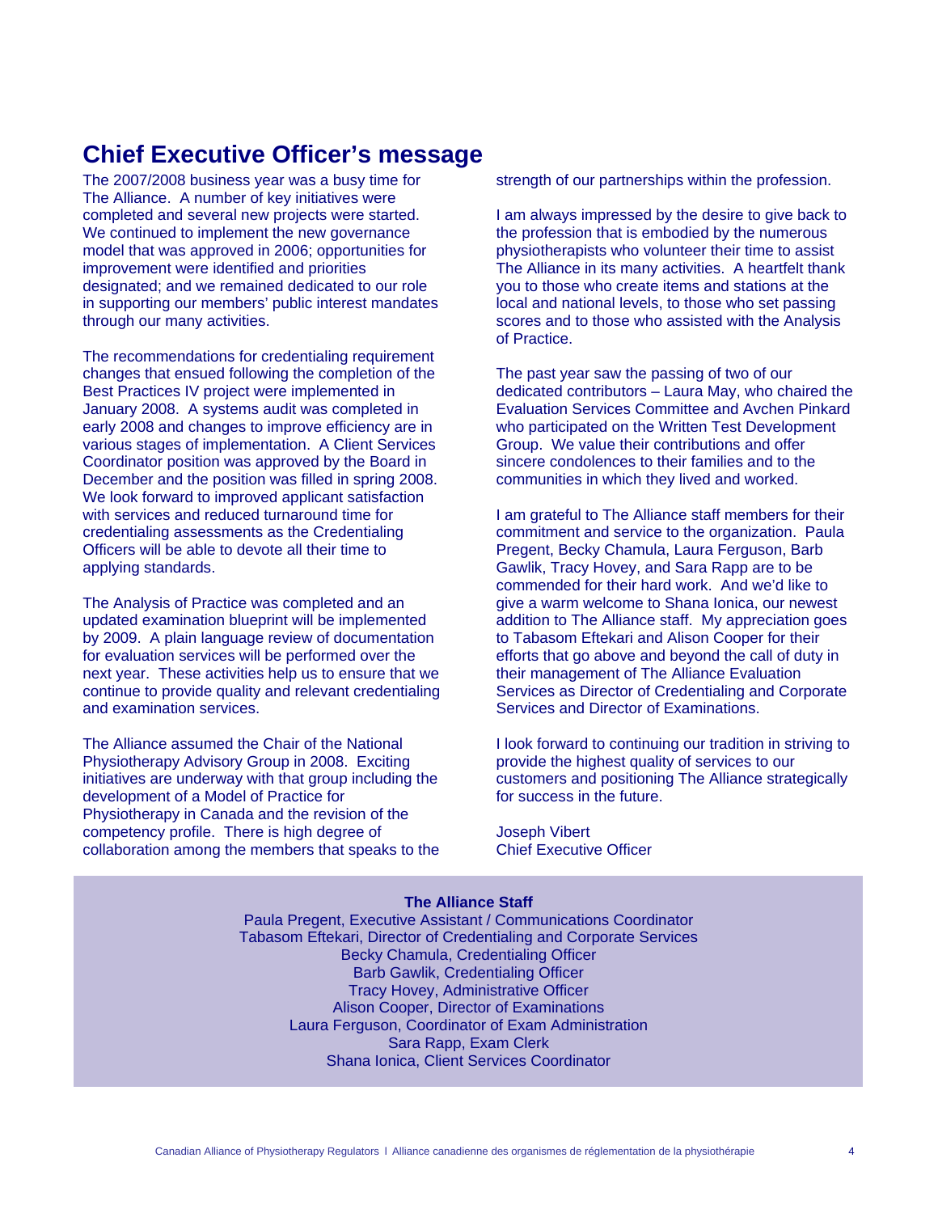# Chief Executive Officer's message

The 2007/2008 business year was a busy time for The Alliance. A number of key initiatives were completed and several new projects were started. We continued to implement the new governance model that was approved in 2006; opportunities for improvement were identified and priorities designated; and we remained dedicated to our role in supporting our members' public interest mandates through our many activities.

The recommendations for credentialing requirement changes that ensued following the completion of the Best Practices IV project were implemented in January 2008. A systems audit was completed in early 2008 and changes to improve efficiency are in various stages of implementation. A Client Services Coordinator position was approved by the Board in December and the position was filled in spring 2008. We look forward to improved applicant satisfaction with services and reduced turnaround time for credentialing assessments as the Credentialing Officers will be able to devote all their time to applying standards.

The Analysis of Practice was completed and an updated examination blueprint will be implemented by 2009. A plain language review of documentation for evaluation services will be performed over the next year. These activities help us to ensure that we continue to provide quality and relevant credentialing and examination services.

The Alliance assumed the Chair of the National Physiotherapy Advisory Group in 2008. Exciting initiatives are underway with that group including the development of a Model of Practice for Physiotherapy in Canada and the revision of the competency profile. There is high degree of collaboration among the members that speaks to the strength of our partnerships within the profession.

I am always impressed by the desire to give back to the profession that is embodied by the numerous physiotherapists who volunteer their time to assist The Alliance in its many activities. A heartfelt thank you to those who create items and stations at the local and national levels, to those who set passing scores and to those who assisted with the Analysis of Practice.

The past year saw the passing of two of our dedicated contributors – Laura May, who chaired the Evaluation Services Committee and Avchen Pinkard who participated on the Written Test Development Group. We value their contributions and offer sincere condolences to their families and to the communities in which they lived and worked.

I am grateful to The Alliance staff members for their commitment and service to the organization. Paula Pregent, Becky Chamula, Laura Ferguson, Barb Gawlik, Tracy Hovey, and Sara Rapp are to be commended for their hard work. And we'd like to give a warm welcome to Shana Ionica, our newest addition to The Alliance staff. My appreciation goes to Tabasom Eftekari and Alison Cooper for their efforts that go above and beyond the call of duty in their management of The Alliance Evaluation Services as Director of Credentialing and Corporate Services and Director of Examinations.

I look forward to continuing our tradition in striving to provide the highest quality of services to our customers and positioning The Alliance strategically for success in the future.

Joseph Vibert
Chief Executive Officer

**The Alliance Staff**

Paula Pregent, Executive Assistant / Communications Coordinator
Tabasom Eftekari, Director of Credentialing and Corporate Services
Becky Chamula, Credentialing Officer
Barb Gawlik, Credentialing Officer
Tracy Hovey, Administrative Officer
Alison Cooper, Director of Examinations
Laura Ferguson, Coordinator of Exam Administration
Sara Rapp, Exam Clerk
Shana Ionica, Client Services Coordinator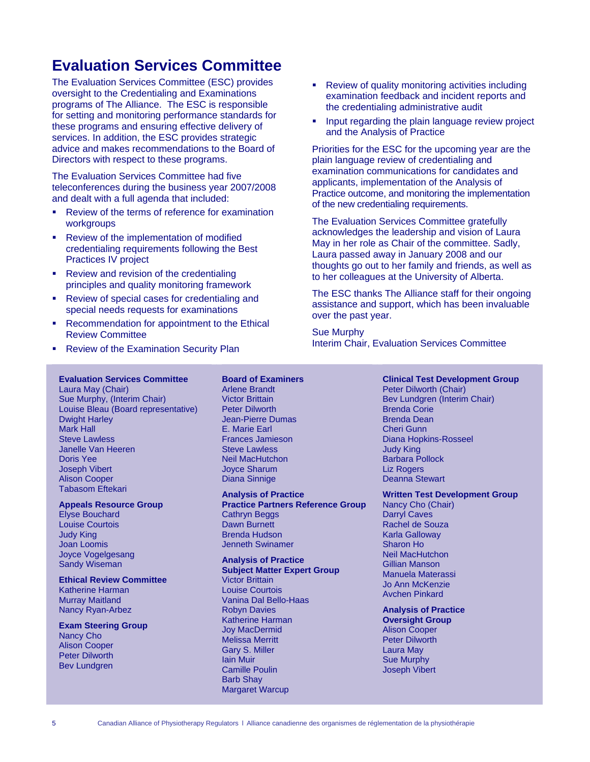# Evaluation Services Committee

The Evaluation Services Committee (ESC) provides oversight to the Credentialing and Examinations programs of The Alliance. The ESC is responsible for setting and monitoring performance standards for these programs and ensuring effective delivery of services. In addition, the ESC provides strategic advice and makes recommendations to the Board of Directors with respect to these programs.

The Evaluation Services Committee had five teleconferences during the business year 2007/2008 and dealt with a full agenda that included:

- Review of the terms of reference for examination workgroups
- Review of the implementation of modified credentialing requirements following the Best Practices IV project
- Review and revision of the credentialing principles and quality monitoring framework
- Review of special cases for credentialing and special needs requests for examinations
- Recommendation for appointment to the Ethical Review Committee
- Review of the Examination Security Plan
- Review of quality monitoring activities including examination feedback and incident reports and the credentialing administrative audit
- Input regarding the plain language review project and the Analysis of Practice

Priorities for the ESC for the upcoming year are the plain language review of credentialing and examination communications for candidates and applicants, implementation of the Analysis of Practice outcome, and monitoring the implementation of the new credentialing requirements.

The Evaluation Services Committee gratefully acknowledges the leadership and vision of Laura May in her role as Chair of the committee. Sadly, Laura passed away in January 2008 and our thoughts go out to her family and friends, as well as to her colleagues at the University of Alberta.

The ESC thanks The Alliance staff for their ongoing assistance and support, which has been invaluable over the past year.

Sue Murphy
Interim Chair, Evaluation Services Committee

**Evaluation Services Committee**
Laura May (Chair)
Sue Murphy, (Interim Chair)
Louise Bleau (Board representative)
Dwight Harley
Mark Hall
Steve Lawless
Janelle Van Heeren
Doris Yee
Joseph Vibert
Alison Cooper
Tabasom Eftekari

**Appeals Resource Group**
Elyse Bouchard
Louise Courtois
Judy King
Joan Loomis
Joyce Vogelgesang
Sandy Wiseman

**Ethical Review Committee**
Katherine Harman
Murray Maitland
Nancy Ryan-Arbez

**Exam Steering Group**
Nancy Cho
Alison Cooper
Peter Dilworth
Bev Lundgren

**Board of Examiners**
Arlene Brandt
Victor Brittain
Peter Dilworth
Jean-Pierre Dumas
E. Marie Earl
Frances Jamieson
Steve Lawless
Neil MacHutchon
Joyce Sharum
Diana Sinnige

**Analysis of Practice Practice Partners Reference Group**
Cathryn Beggs
Dawn Burnett
Brenda Hudson
Jenneth Swinamer

**Analysis of Practice Subject Matter Expert Group**
Victor Brittain
Louise Courtois
Vanina Dal Bello-Haas
Robyn Davies
Katherine Harman
Joy MacDermid
Melissa Merritt
Gary S. Miller
Iain Muir
Camille Poulin
Barb Shay
Margaret Warcup

**Clinical Test Development Group**
Peter Dilworth (Chair)
Bev Lundgren (Interim Chair)
Brenda Corie
Brenda Dean
Cheri Gunn
Diana Hopkins-Rosseel
Judy King
Barbara Pollock
Liz Rogers
Deanna Stewart

**Written Test Development Group**
Nancy Cho (Chair)
Darryl Caves
Rachel de Souza
Karla Galloway
Sharon Ho
Neil MacHutchon
Gillian Manson
Manuela Materassi
Jo Ann McKenzie
Avchen Pinkard

**Analysis of Practice Oversight Group**
Alison Cooper
Peter Dilworth
Laura May
Sue Murphy
Joseph Vibert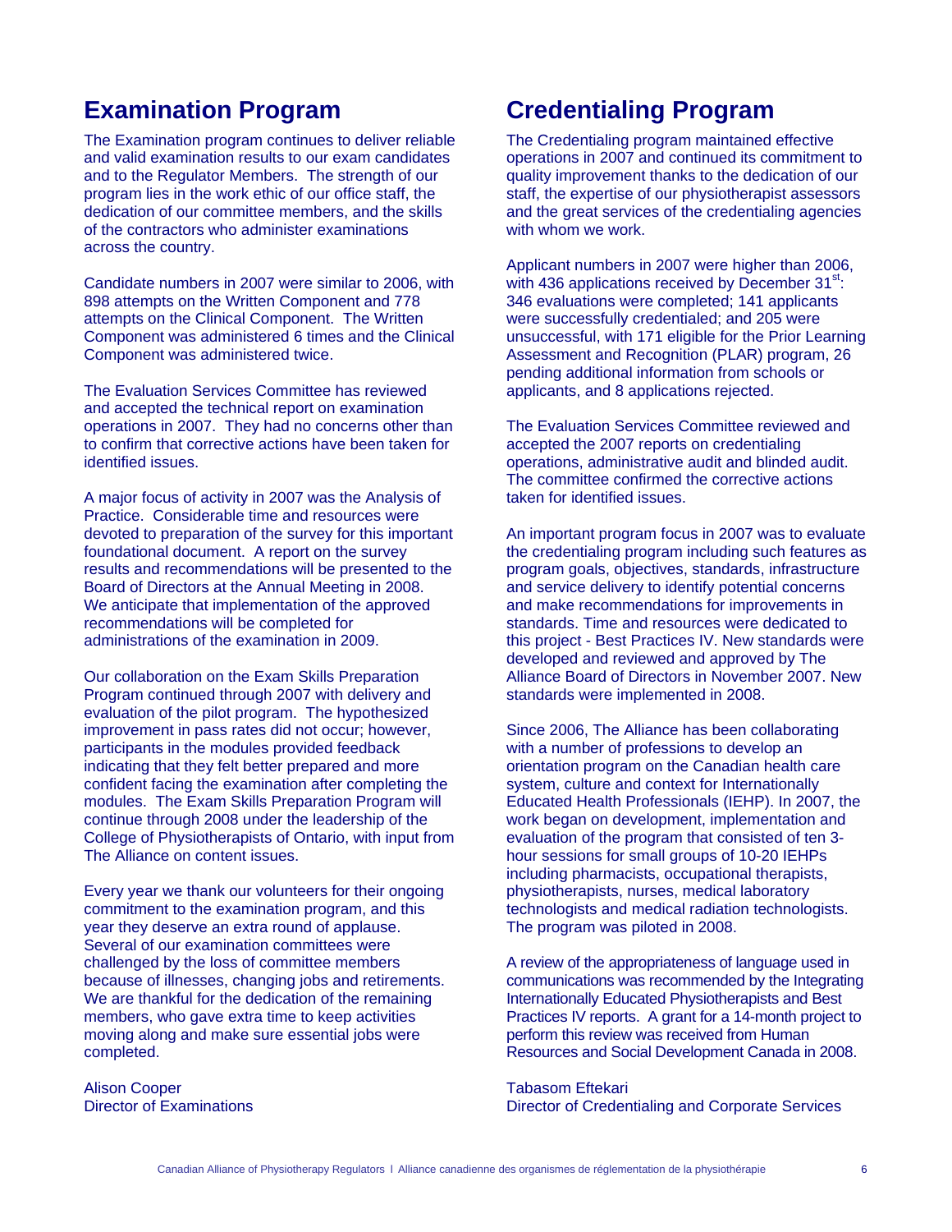## Examination Program

The Examination program continues to deliver reliable and valid examination results to our exam candidates and to the Regulator Members. The strength of our program lies in the work ethic of our office staff, the dedication of our committee members, and the skills of the contractors who administer examinations across the country.

Candidate numbers in 2007 were similar to 2006, with 898 attempts on the Written Component and 778 attempts on the Clinical Component. The Written Component was administered 6 times and the Clinical Component was administered twice.

The Evaluation Services Committee has reviewed and accepted the technical report on examination operations in 2007. They had no concerns other than to confirm that corrective actions have been taken for identified issues.

A major focus of activity in 2007 was the Analysis of Practice. Considerable time and resources were devoted to preparation of the survey for this important foundational document. A report on the survey results and recommendations will be presented to the Board of Directors at the Annual Meeting in 2008. We anticipate that implementation of the approved recommendations will be completed for administrations of the examination in 2009.

Our collaboration on the Exam Skills Preparation Program continued through 2007 with delivery and evaluation of the pilot program. The hypothesized improvement in pass rates did not occur; however, participants in the modules provided feedback indicating that they felt better prepared and more confident facing the examination after completing the modules. The Exam Skills Preparation Program will continue through 2008 under the leadership of the College of Physiotherapists of Ontario, with input from The Alliance on content issues.

Every year we thank our volunteers for their ongoing commitment to the examination program, and this year they deserve an extra round of applause. Several of our examination committees were challenged by the loss of committee members because of illnesses, changing jobs and retirements. We are thankful for the dedication of the remaining members, who gave extra time to keep activities moving along and make sure essential jobs were completed.

Alison Cooper
Director of Examinations

## Credentialing Program

The Credentialing program maintained effective operations in 2007 and continued its commitment to quality improvement thanks to the dedication of our staff, the expertise of our physiotherapist assessors and the great services of the credentialing agencies with whom we work.

Applicant numbers in 2007 were higher than 2006, with 436 applications received by December 31st: 346 evaluations were completed; 141 applicants were successfully credentialed; and 205 were unsuccessful, with 171 eligible for the Prior Learning Assessment and Recognition (PLAR) program, 26 pending additional information from schools or applicants, and 8 applications rejected.

The Evaluation Services Committee reviewed and accepted the 2007 reports on credentialing operations, administrative audit and blinded audit. The committee confirmed the corrective actions taken for identified issues.

An important program focus in 2007 was to evaluate the credentialing program including such features as program goals, objectives, standards, infrastructure and service delivery to identify potential concerns and make recommendations for improvements in standards. Time and resources were dedicated to this project - Best Practices IV. New standards were developed and reviewed and approved by The Alliance Board of Directors in November 2007. New standards were implemented in 2008.

Since 2006, The Alliance has been collaborating with a number of professions to develop an orientation program on the Canadian health care system, culture and context for Internationally Educated Health Professionals (IEHP). In 2007, the work began on development, implementation and evaluation of the program that consisted of ten 3-hour sessions for small groups of 10-20 IEHPs including pharmacists, occupational therapists, physiotherapists, nurses, medical laboratory technologists and medical radiation technologists. The program was piloted in 2008.

A review of the appropriateness of language used in communications was recommended by the Integrating Internationally Educated Physiotherapists and Best Practices IV reports. A grant for a 14-month project to perform this review was received from Human Resources and Social Development Canada in 2008.

Tabasom Eftekari
Director of Credentialing and Corporate Services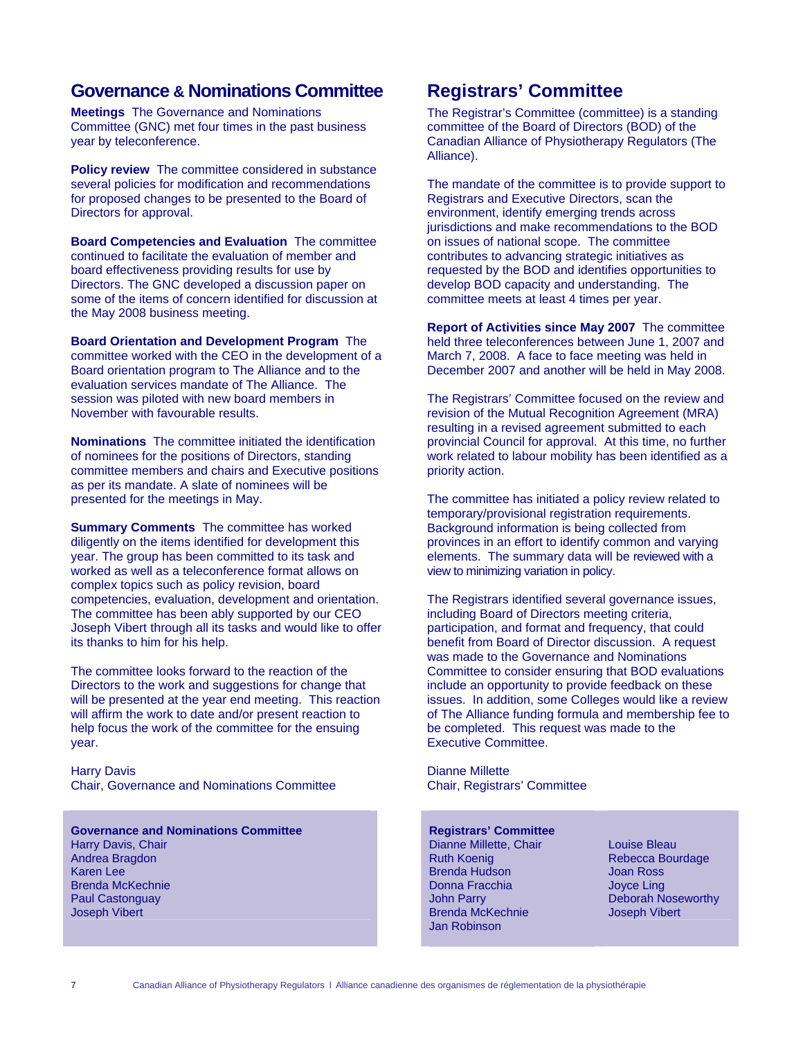## Governance & Nominations Committee

**Meetings** The Governance and Nominations Committee (GNC) met four times in the past business year by teleconference.

**Policy review** The committee considered in substance several policies for modification and recommendations for proposed changes to be presented to the Board of Directors for approval.

**Board Competencies and Evaluation** The committee continued to facilitate the evaluation of member and board effectiveness providing results for use by Directors. The GNC developed a discussion paper on some of the items of concern identified for discussion at the May 2008 business meeting.

**Board Orientation and Development Program** The committee worked with the CEO in the development of a Board orientation program to The Alliance and to the evaluation services mandate of The Alliance. The session was piloted with new board members in November with favourable results.

**Nominations** The committee initiated the identification of nominees for the positions of Directors, standing committee members and chairs and Executive positions as per its mandate. A slate of nominees will be presented for the meetings in May.

**Summary Comments** The committee has worked diligently on the items identified for development this year. The group has been committed to its task and worked as well as a teleconference format allows on complex topics such as policy revision, board competencies, evaluation, development and orientation. The committee has been ably supported by our CEO Joseph Vibert through all its tasks and would like to offer its thanks to him for his help.

The committee looks forward to the reaction of the Directors to the work and suggestions for change that will be presented at the year end meeting. This reaction will affirm the work to date and/or present reaction to help focus the work of the committee for the ensuing year.

Harry Davis
Chair, Governance and Nominations Committee

**Governance and Nominations Committee**
Harry Davis, Chair
Andrea Bragdon
Karen Lee
Brenda McKechnie
Paul Castonguay
Joseph Vibert

## Registrars' Committee

The Registrar's Committee (committee) is a standing committee of the Board of Directors (BOD) of the Canadian Alliance of Physiotherapy Regulators (The Alliance).

The mandate of the committee is to provide support to Registrars and Executive Directors, scan the environment, identify emerging trends across jurisdictions and make recommendations to the BOD on issues of national scope. The committee contributes to advancing strategic initiatives as requested by the BOD and identifies opportunities to develop BOD capacity and understanding. The committee meets at least 4 times per year.

**Report of Activities since May 2007** The committee held three teleconferences between June 1, 2007 and March 7, 2008. A face to face meeting was held in December 2007 and another will be held in May 2008.

The Registrars' Committee focused on the review and revision of the Mutual Recognition Agreement (MRA) resulting in a revised agreement submitted to each provincial Council for approval. At this time, no further work related to labour mobility has been identified as a priority action.

The committee has initiated a policy review related to temporary/provisional registration requirements. Background information is being collected from provinces in an effort to identify common and varying elements. The summary data will be reviewed with a view to minimizing variation in policy.

The Registrars identified several governance issues, including Board of Directors meeting criteria, participation, and format and frequency, that could benefit from Board of Director discussion. A request was made to the Governance and Nominations Committee to consider ensuring that BOD evaluations include an opportunity to provide feedback on these issues. In addition, some Colleges would like a review of The Alliance funding formula and membership fee to be completed. This request was made to the Executive Committee.

Dianne Millette
Chair, Registrars' Committee

**Registrars' Committee**
Dianne Millette, Chair
Ruth Koenig
Brenda Hudson
Donna Fracchia
John Parry
Brenda McKechnie
Jan Robinson
Louise Bleau
Rebecca Bourdage
Joan Ross
Joyce Ling
Deborah Noseworthy
Joseph Vibert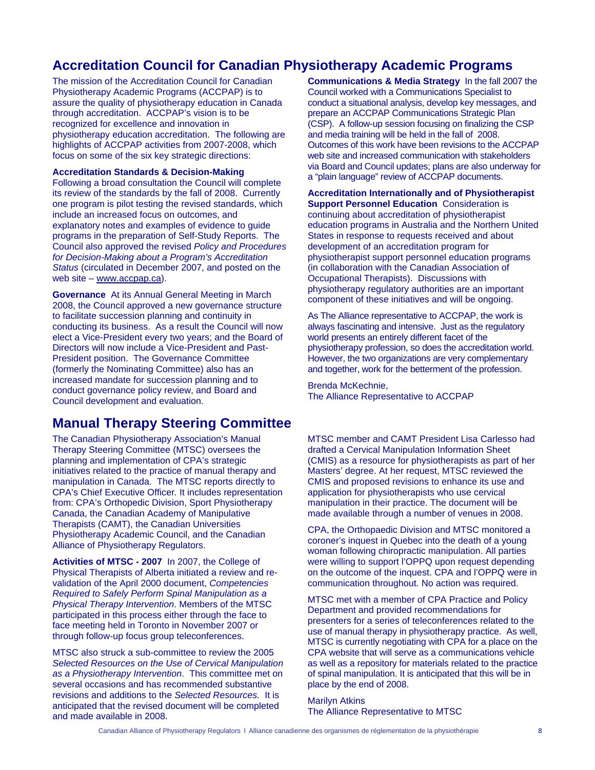## Accreditation Council for Canadian Physiotherapy Academic Programs

The mission of the Accreditation Council for Canadian Physiotherapy Academic Programs (ACCPAP) is to assure the quality of physiotherapy education in Canada through accreditation. ACCPAP's vision is to be recognized for excellence and innovation in physiotherapy education accreditation. The following are highlights of ACCPAP activities from 2007-2008, which focus on some of the six key strategic directions:

**Accreditation Standards & Decision-Making**
Following a broad consultation the Council will complete its review of the standards by the fall of 2008. Currently one program is pilot testing the revised standards, which include an increased focus on outcomes, and explanatory notes and examples of evidence to guide programs in the preparation of Self-Study Reports. The Council also approved the revised *Policy and Procedures for Decision-Making about a Program's Accreditation Status* (circulated in December 2007, and posted on the web site – www.accpap.ca).

**Governance** At its Annual General Meeting in March 2008, the Council approved a new governance structure to facilitate succession planning and continuity in conducting its business. As a result the Council will now elect a Vice-President every two years; and the Board of Directors will now include a Vice-President and Past-President position. The Governance Committee (formerly the Nominating Committee) also has an increased mandate for succession planning and to conduct governance policy review, and Board and Council development and evaluation.

**Communications & Media Strategy** In the fall 2007 the Council worked with a Communications Specialist to conduct a situational analysis, develop key messages, and prepare an ACCPAP Communications Strategic Plan (CSP). A follow-up session focusing on finalizing the CSP and media training will be held in the fall of 2008. Outcomes of this work have been revisions to the ACCPAP web site and increased communication with stakeholders via Board and Council updates; plans are also underway for a "plain language" review of ACCPAP documents.

**Accreditation Internationally and of Physiotherapist Support Personnel Education** Consideration is continuing about accreditation of physiotherapist education programs in Australia and the Northern United States in response to requests received and about development of an accreditation program for physiotherapist support personnel education programs (in collaboration with the Canadian Association of Occupational Therapists). Discussions with physiotherapy regulatory authorities are an important component of these initiatives and will be ongoing.

As The Alliance representative to ACCPAP, the work is always fascinating and intensive. Just as the regulatory world presents an entirely different facet of the physiotherapy profession, so does the accreditation world. However, the two organizations are very complementary and together, work for the betterment of the profession.

Brenda McKechnie,
The Alliance Representative to ACCPAP

## Manual Therapy Steering Committee

The Canadian Physiotherapy Association's Manual Therapy Steering Committee (MTSC) oversees the planning and implementation of CPA's strategic initiatives related to the practice of manual therapy and manipulation in Canada. The MTSC reports directly to CPA's Chief Executive Officer. It includes representation from: CPA's Orthopedic Division, Sport Physiotherapy Canada, the Canadian Academy of Manipulative Therapists (CAMT), the Canadian Universities Physiotherapy Academic Council, and the Canadian Alliance of Physiotherapy Regulators.

**Activities of MTSC - 2007** In 2007, the College of Physical Therapists of Alberta initiated a review and re-validation of the April 2000 document, *Competencies Required to Safely Perform Spinal Manipulation as a Physical Therapy Intervention*. Members of the MTSC participated in this process either through the face to face meeting held in Toronto in November 2007 or through follow-up focus group teleconferences.

MTSC also struck a sub-committee to review the 2005 *Selected Resources on the Use of Cervical Manipulation as a Physiotherapy Intervention*. This committee met on several occasions and has recommended substantive revisions and additions to the *Selected Resources.* It is anticipated that the revised document will be completed and made available in 2008.

MTSC member and CAMT President Lisa Carlesso had drafted a Cervical Manipulation Information Sheet (CMIS) as a resource for physiotherapists as part of her Masters' degree. At her request, MTSC reviewed the CMIS and proposed revisions to enhance its use and application for physiotherapists who use cervical manipulation in their practice. The document will be made available through a number of venues in 2008.

CPA, the Orthopaedic Division and MTSC monitored a coroner's inquest in Quebec into the death of a young woman following chiropractic manipulation. All parties were willing to support l'OPPQ upon request depending on the outcome of the inquest. CPA and l'OPPQ were in communication throughout. No action was required.

MTSC met with a member of CPA Practice and Policy Department and provided recommendations for presenters for a series of teleconferences related to the use of manual therapy in physiotherapy practice. As well, MTSC is currently negotiating with CPA for a place on the CPA website that will serve as a communications vehicle as well as a repository for materials related to the practice of spinal manipulation. It is anticipated that this will be in place by the end of 2008.

Marilyn Atkins
The Alliance Representative to MTSC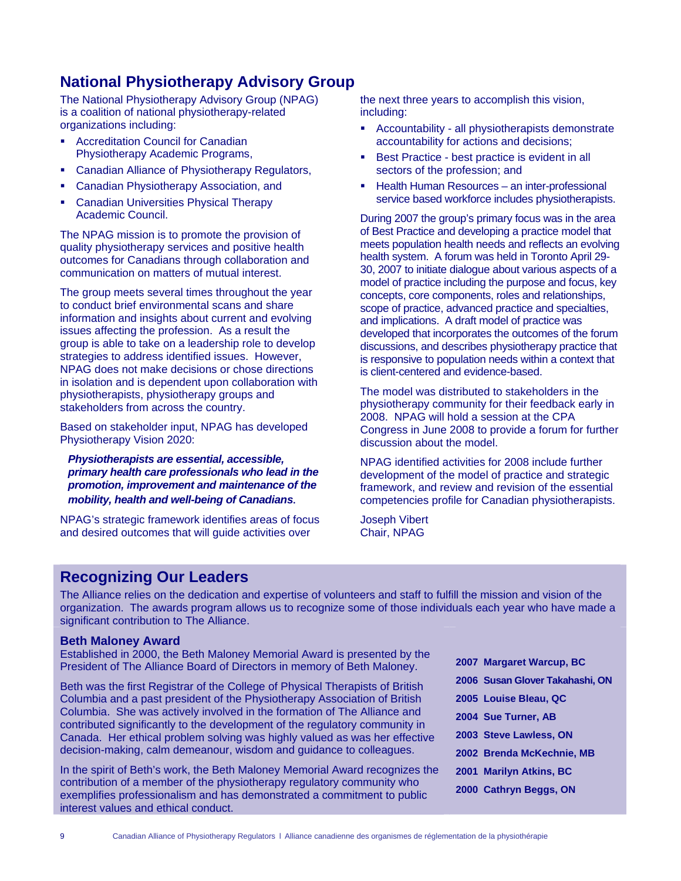## National Physiotherapy Advisory Group

The National Physiotherapy Advisory Group (NPAG) is a coalition of national physiotherapy-related organizations including:

- Accreditation Council for Canadian Physiotherapy Academic Programs,
- Canadian Alliance of Physiotherapy Regulators,
- Canadian Physiotherapy Association, and
- Canadian Universities Physical Therapy Academic Council.

The NPAG mission is to promote the provision of quality physiotherapy services and positive health outcomes for Canadians through collaboration and communication on matters of mutual interest.

The group meets several times throughout the year to conduct brief environmental scans and share information and insights about current and evolving issues affecting the profession. As a result the group is able to take on a leadership role to develop strategies to address identified issues. However, NPAG does not make decisions or chose directions in isolation and is dependent upon collaboration with physiotherapists, physiotherapy groups and stakeholders from across the country.

Based on stakeholder input, NPAG has developed Physiotherapy Vision 2020:

> ***Physiotherapists are essential, accessible, primary health care professionals who lead in the promotion, improvement and maintenance of the mobility, health and well-being of Canadians.***

NPAG's strategic framework identifies areas of focus and desired outcomes that will guide activities over the next three years to accomplish this vision, including:

- Accountability - all physiotherapists demonstrate accountability for actions and decisions;
- Best Practice - best practice is evident in all sectors of the profession; and
- Health Human Resources – an inter-professional service based workforce includes physiotherapists.

During 2007 the group's primary focus was in the area of Best Practice and developing a practice model that meets population health needs and reflects an evolving health system. A forum was held in Toronto April 29-30, 2007 to initiate dialogue about various aspects of a model of practice including the purpose and focus, key concepts, core components, roles and relationships, scope of practice, advanced practice and specialties, and implications. A draft model of practice was developed that incorporates the outcomes of the forum discussions, and describes physiotherapy practice that is responsive to population needs within a context that is client-centered and evidence-based.

The model was distributed to stakeholders in the physiotherapy community for their feedback early in 2008. NPAG will hold a session at the CPA Congress in June 2008 to provide a forum for further discussion about the model.

NPAG identified activities for 2008 include further development of the model of practice and strategic framework, and review and revision of the essential competencies profile for Canadian physiotherapists.

Joseph Vibert
Chair, NPAG

## Recognizing Our Leaders

The Alliance relies on the dedication and expertise of volunteers and staff to fulfill the mission and vision of the organization. The awards program allows us to recognize some of those individuals each year who have made a significant contribution to The Alliance.

### Beth Maloney Award

Established in 2000, the Beth Maloney Memorial Award is presented by the President of The Alliance Board of Directors in memory of Beth Maloney.

Beth was the first Registrar of the College of Physical Therapists of British Columbia and a past president of the Physiotherapy Association of British Columbia. She was actively involved in the formation of The Alliance and contributed significantly to the development of the regulatory community in Canada. Her ethical problem solving was highly valued as was her effective decision-making, calm demeanour, wisdom and guidance to colleagues.

In the spirit of Beth's work, the Beth Maloney Memorial Award recognizes the contribution of a member of the physiotherapy regulatory community who exemplifies professionalism and has demonstrated a commitment to public interest values and ethical conduct.

**2007 Margaret Warcup, BC**
**2006 Susan Glover Takahashi, ON**
**2005 Louise Bleau, QC**
**2004 Sue Turner, AB**
**2003 Steve Lawless, ON**
**2002 Brenda McKechnie, MB**
**2001 Marilyn Atkins, BC**
**2000 Cathryn Beggs, ON**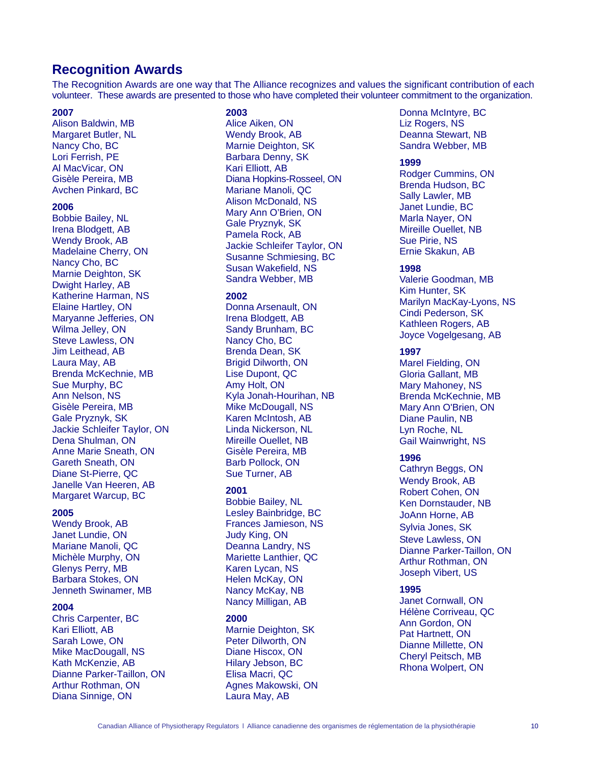## Recognition Awards

The Recognition Awards are one way that The Alliance recognizes and values the significant contribution of each volunteer. These awards are presented to those who have completed their volunteer commitment to the organization.

**2007**

Alison Baldwin, MB
Margaret Butler, NL
Nancy Cho, BC
Lori Ferrish, PE
Al MacVicar, ON
Gisèle Pereira, MB
Avchen Pinkard, BC

**2006**

Bobbie Bailey, NL
Irena Blodgett, AB
Wendy Brook, AB
Madelaine Cherry, ON
Nancy Cho, BC
Marnie Deighton, SK
Dwight Harley, AB
Katherine Harman, NS
Elaine Hartley, ON
Maryanne Jefferies, ON
Wilma Jelley, ON
Steve Lawless, ON
Jim Leithead, AB
Laura May, AB
Brenda McKechnie, MB
Sue Murphy, BC
Ann Nelson, NS
Gisèle Pereira, MB
Gale Pryznyk, SK
Jackie Schleifer Taylor, ON
Dena Shulman, ON
Anne Marie Sneath, ON
Gareth Sneath, ON
Diane St-Pierre, QC
Janelle Van Heeren, AB
Margaret Warcup, BC

**2005**

Wendy Brook, AB
Janet Lundie, ON
Mariane Manoli, QC
Michèle Murphy, ON
Glenys Perry, MB
Barbara Stokes, ON
Jenneth Swinamer, MB

**2004**

Chris Carpenter, BC
Kari Elliott, AB
Sarah Lowe, ON
Mike MacDougall, NS
Kath McKenzie, AB
Dianne Parker-Taillon, ON
Arthur Rothman, ON
Diana Sinnige, ON

**2003**

Alice Aiken, ON
Wendy Brook, AB
Marnie Deighton, SK
Barbara Denny, SK
Kari Elliott, AB
Diana Hopkins-Rosseel, ON
Mariane Manoli, QC
Alison McDonald, NS
Mary Ann O'Brien, ON
Gale Pryznyk, SK
Pamela Rock, AB
Jackie Schleifer Taylor, ON
Susanne Schmiesing, BC
Susan Wakefield, NS
Sandra Webber, MB

**2002**

Donna Arsenault, ON
Irena Blodgett, AB
Sandy Brunham, BC
Nancy Cho, BC
Brenda Dean, SK
Brigid Dilworth, ON
Lise Dupont, QC
Amy Holt, ON
Kyla Jonah-Hourihan, NB
Mike McDougall, NS
Karen McIntosh, AB
Linda Nickerson, NL
Mireille Ouellet, NB
Gisèle Pereira, MB
Barb Pollock, ON
Sue Turner, AB

**2001**

Bobbie Bailey, NL
Lesley Bainbridge, BC
Frances Jamieson, NS
Judy King, ON
Deanna Landry, NS
Mariette Lanthier, QC
Karen Lycan, NS
Helen McKay, ON
Nancy McKay, NB
Nancy Milligan, AB

**2000**

Marnie Deighton, SK
Peter Dilworth, ON
Diane Hiscox, ON
Hilary Jebson, BC
Elisa Macri, QC
Agnes Makowski, ON
Laura May, AB
Donna McIntyre, BC
Liz Rogers, NS
Deanna Stewart, NB
Sandra Webber, MB

**1999**

Rodger Cummins, ON
Brenda Hudson, BC
Sally Lawler, MB
Janet Lundie, BC
Marla Nayer, ON
Mireille Ouellet, NB
Sue Pirie, NS
Ernie Skakun, AB

**1998**

Valerie Goodman, MB
Kim Hunter, SK
Marilyn MacKay-Lyons, NS
Cindi Pederson, SK
Kathleen Rogers, AB
Joyce Vogelgesang, AB

**1997**

Marel Fielding, ON
Gloria Gallant, MB
Mary Mahoney, NS
Brenda McKechnie, MB
Mary Ann O'Brien, ON
Diane Paulin, NB
Lyn Roche, NL
Gail Wainwright, NS

**1996**

Cathryn Beggs, ON
Wendy Brook, AB
Robert Cohen, ON
Ken Dornstauder, NB
JoAnn Horne, AB
Sylvia Jones, SK
Steve Lawless, ON
Dianne Parker-Taillon, ON
Arthur Rothman, ON
Joseph Vibert, US

**1995**

Janet Cornwall, ON
Hélène Corriveau, QC
Ann Gordon, ON
Pat Hartnett, ON
Dianne Millette, ON
Cheryl Peitsch, MB
Rhona Wolpert, ON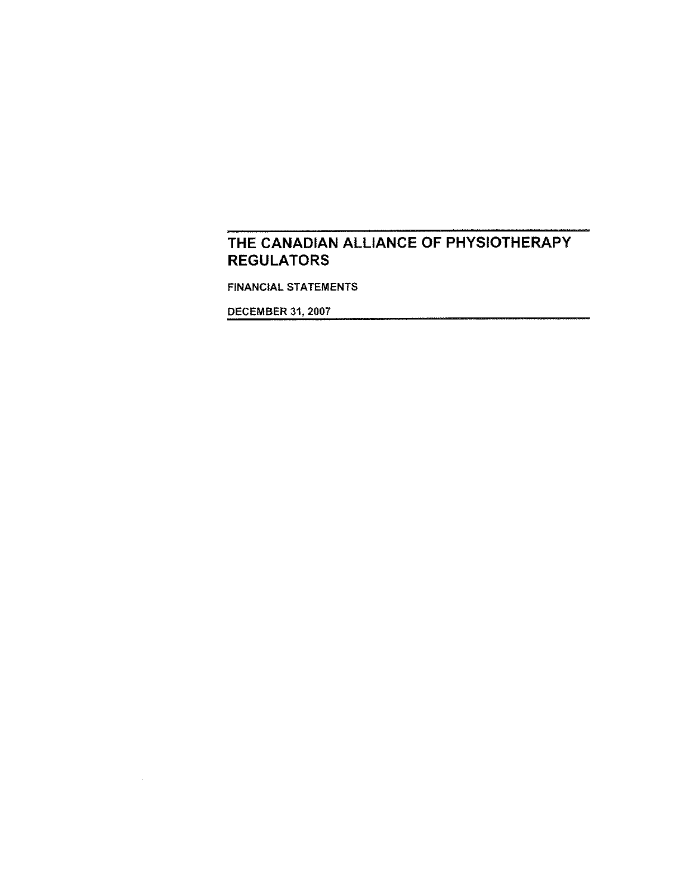# THE CANADIAN ALLIANCE OF PHYSIOTHERAPY REGULATORS

FINANCIAL STATEMENTS

DECEMBER 31, 2007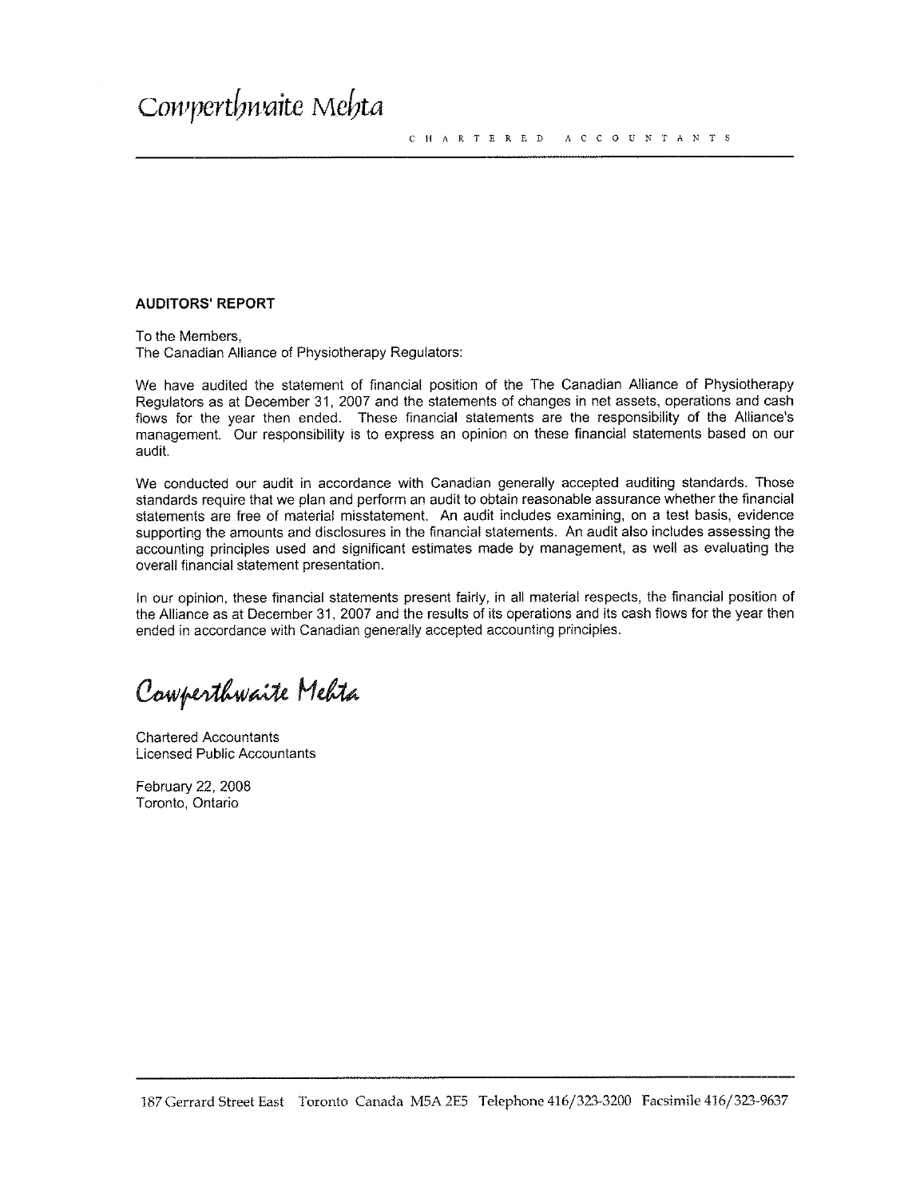Cowperthwaite Mehta

CHARTERED ACCOUNTANTS

**AUDITORS' REPORT**

To the Members,
The Canadian Alliance of Physiotherapy Regulators:

We have audited the statement of financial position of the The Canadian Alliance of Physiotherapy Regulators as at December 31, 2007 and the statements of changes in net assets, operations and cash flows for the year then ended. These financial statements are the responsibility of the Alliance's management. Our responsibility is to express an opinion on these financial statements based on our audit.

We conducted our audit in accordance with Canadian generally accepted auditing standards. Those standards require that we plan and perform an audit to obtain reasonable assurance whether the financial statements are free of material misstatement. An audit includes examining, on a test basis, evidence supporting the amounts and disclosures in the financial statements. An audit also includes assessing the accounting principles used and significant estimates made by management, as well as evaluating the overall financial statement presentation.

In our opinion, these financial statements present fairly, in all material respects, the financial position of the Alliance as at December 31, 2007 and the results of its operations and its cash flows for the year then ended in accordance with Canadian generally accepted accounting principles.

Cowperthwaite Mehta

Chartered Accountants
Licensed Public Accountants

February 22, 2008
Toronto, Ontario

187 Gerrard Street East Toronto Canada M5A 2E5 Telephone 416/323-3200 Facsimile 416/323-9637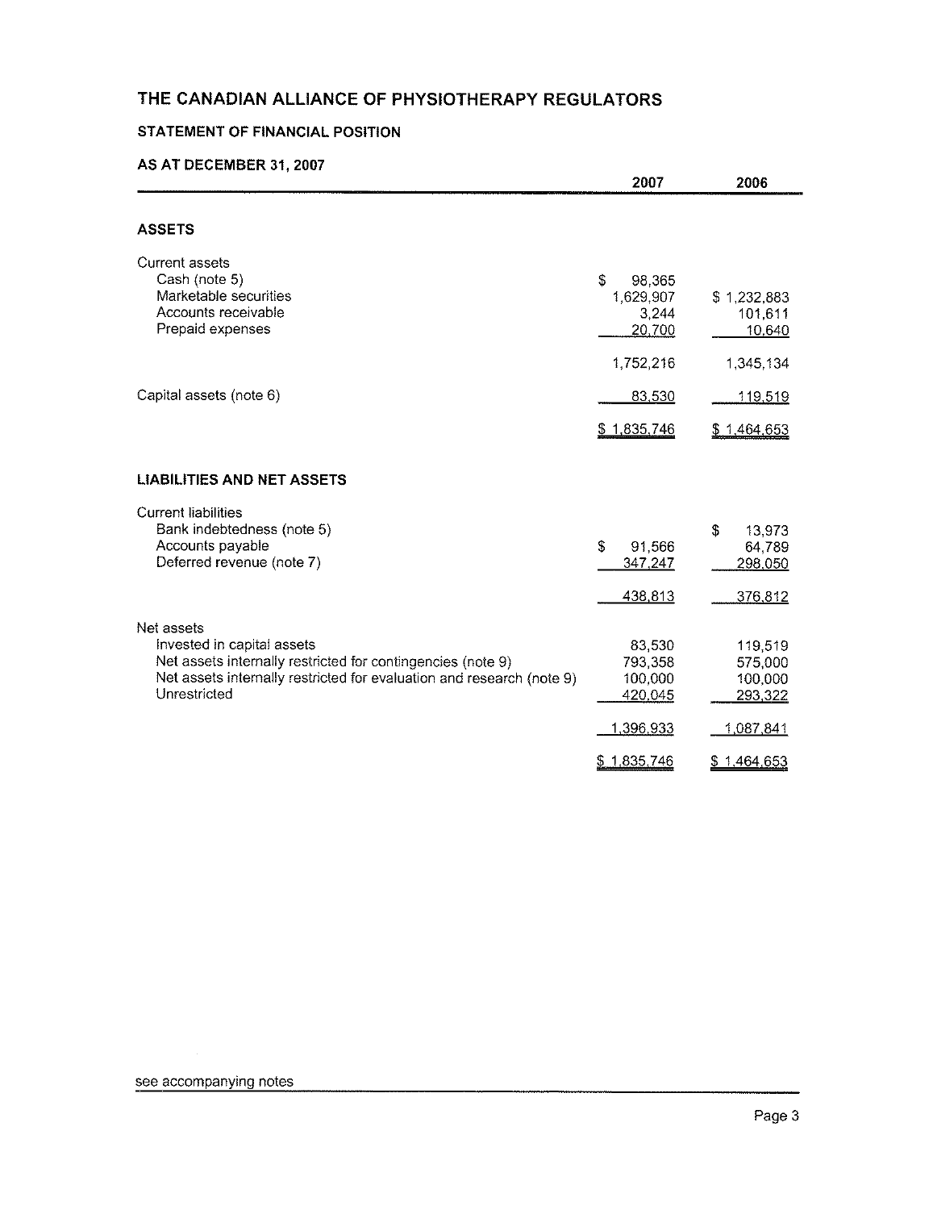# THE CANADIAN ALLIANCE OF PHYSIOTHERAPY REGULATORS

## STATEMENT OF FINANCIAL POSITION

### AS AT DECEMBER 31, 2007

| | 2007 | 2006 |
|---|---|---|
| **ASSETS** | | |
| Current assets | | |
| Cash (note 5) | $ 98,365 | |
| Marketable securities | 1,629,907 | $ 1,232,883 |
| Accounts receivable | 3,244 | 101,611 |
| Prepaid expenses | 20,700 | 10,640 |
| | 1,752,216 | 1,345,134 |
| Capital assets (note 6) | 83,530 | 119,519 |
| | $ 1,835,746 | $ 1,464,653 |
| **LIABILITIES AND NET ASSETS** | | |
| Current liabilities | | |
| Bank indebtedness (note 5) | | $ 13,973 |
| Accounts payable | $ 91,566 | 64,789 |
| Deferred revenue (note 7) | 347,247 | 298,050 |
| | 438,813 | 376,812 |
| Net assets | | |
| Invested in capital assets | 83,530 | 119,519 |
| Net assets internally restricted for contingencies (note 9) | 793,358 | 575,000 |
| Net assets internally restricted for evaluation and research (note 9) | 100,000 | 100,000 |
| Unrestricted | 420,045 | 293,322 |
| | 1,396,933 | 1,087,841 |
| | $ 1,835,746 | $ 1,464,653 |

see accompanying notes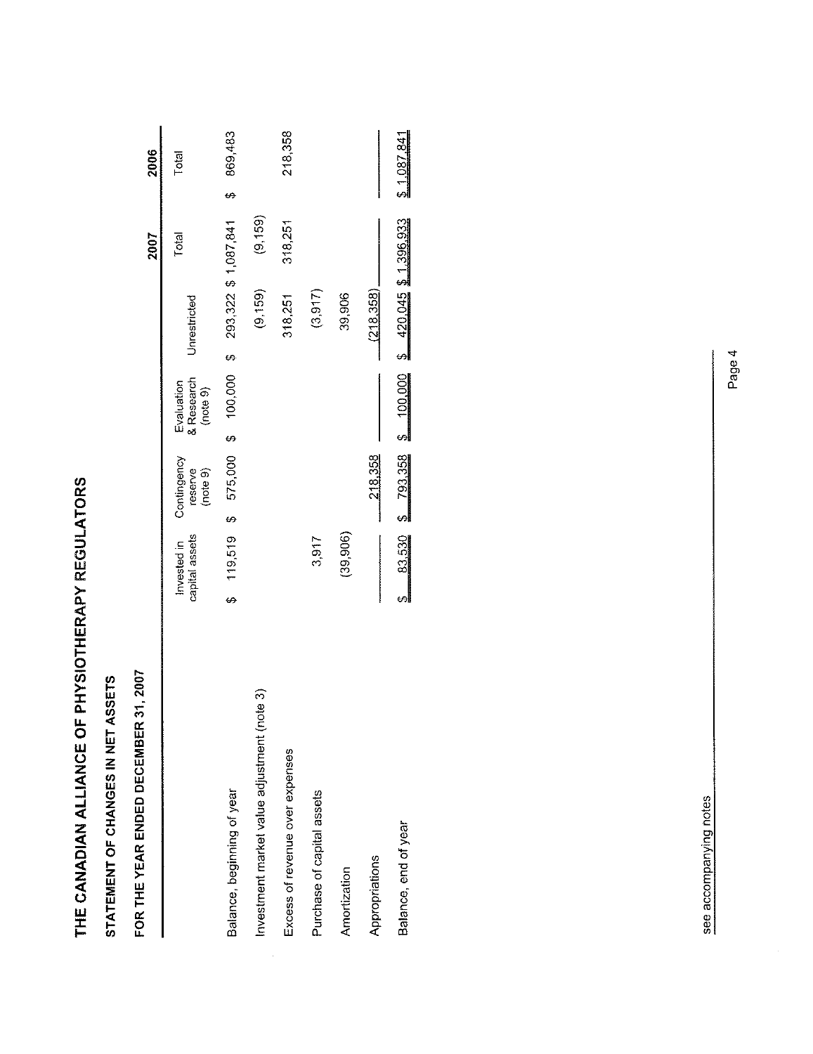# THE CANADIAN ALLIANCE OF PHYSIOTHERAPY REGULATORS

## STATEMENT OF CHANGES IN NET ASSETS

### FOR THE YEAR ENDED DECEMBER 31, 2007

| | Invested in capital assets | Contingency reserve (note 9) | Evaluation & Research (note 9) | Unrestricted | 2007 Total | 2006 Total |
|---|---|---|---|---|---|---|
| Balance, beginning of year | $ 119,519 | $ 575,000 | $ 100,000 | $ 293,322 | $ 1,087,841 | $ 869,483 |
| Investment market value adjustment (note 3) | | | | (9,159) | (9,159) | |
| Excess of revenue over expenses | | | | 318,251 | 318,251 | 218,358 |
| Purchase of capital assets | 3,917 | | | (3,917) | | |
| Amortization | (39,906) | | | 39,906 | | |
| Appropriations | | 218,358 | | (218,358) | | |
| Balance, end of year | $ 83,530 | $ 793,358 | $ 100,000 | $ 420,045 | $ 1,396,933 | $ 1,087,841 |

see accompanying notes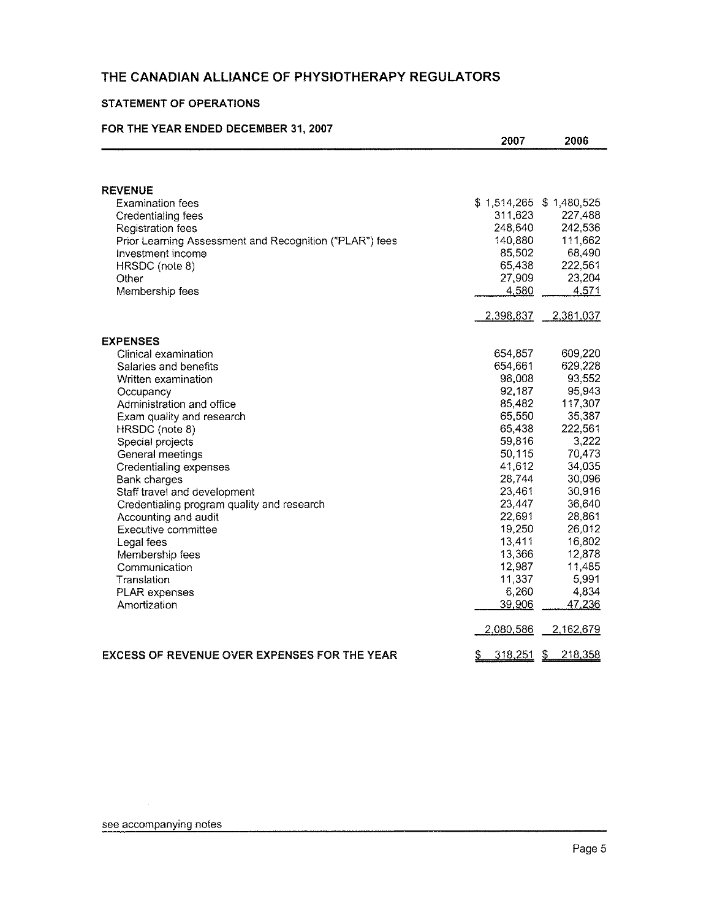# THE CANADIAN ALLIANCE OF PHYSIOTHERAPY REGULATORS

## STATEMENT OF OPERATIONS

### FOR THE YEAR ENDED DECEMBER 31, 2007

| | 2007 | 2006 |
|---|---|---|
| **REVENUE** | | |
| Examination fees | $ 1,514,265 | $ 1,480,525 |
| Credentialing fees | 311,623 | 227,488 |
| Registration fees | 248,640 | 242,536 |
| Prior Learning Assessment and Recognition ("PLAR") fees | 140,880 | 111,662 |
| Investment income | 85,502 | 68,490 |
| HRSDC (note 8) | 65,438 | 222,561 |
| Other | 27,909 | 23,204 |
| Membership fees | 4,580 | 4,571 |
| | 2,398,837 | 2,381,037 |
| **EXPENSES** | | |
| Clinical examination | 654,857 | 609,220 |
| Salaries and benefits | 654,661 | 629,228 |
| Written examination | 96,008 | 93,552 |
| Occupancy | 92,187 | 95,943 |
| Administration and office | 85,482 | 117,307 |
| Exam quality and research | 65,550 | 35,387 |
| HRSDC (note 8) | 65,438 | 222,561 |
| Special projects | 59,816 | 3,222 |
| General meetings | 50,115 | 70,473 |
| Credentialing expenses | 41,612 | 34,035 |
| Bank charges | 28,744 | 30,096 |
| Staff travel and development | 23,461 | 30,916 |
| Credentialing program quality and research | 23,447 | 36,640 |
| Accounting and audit | 22,691 | 28,861 |
| Executive committee | 19,250 | 26,012 |
| Legal fees | 13,411 | 16,802 |
| Membership fees | 13,366 | 12,878 |
| Communication | 12,987 | 11,485 |
| Translation | 11,337 | 5,991 |
| PLAR expenses | 6,260 | 4,834 |
| Amortization | 39,906 | 47,236 |
| | 2,080,586 | 2,162,679 |
| **EXCESS OF REVENUE OVER EXPENSES FOR THE YEAR** | $ 318,251 | $ 218,358 |

see accompanying notes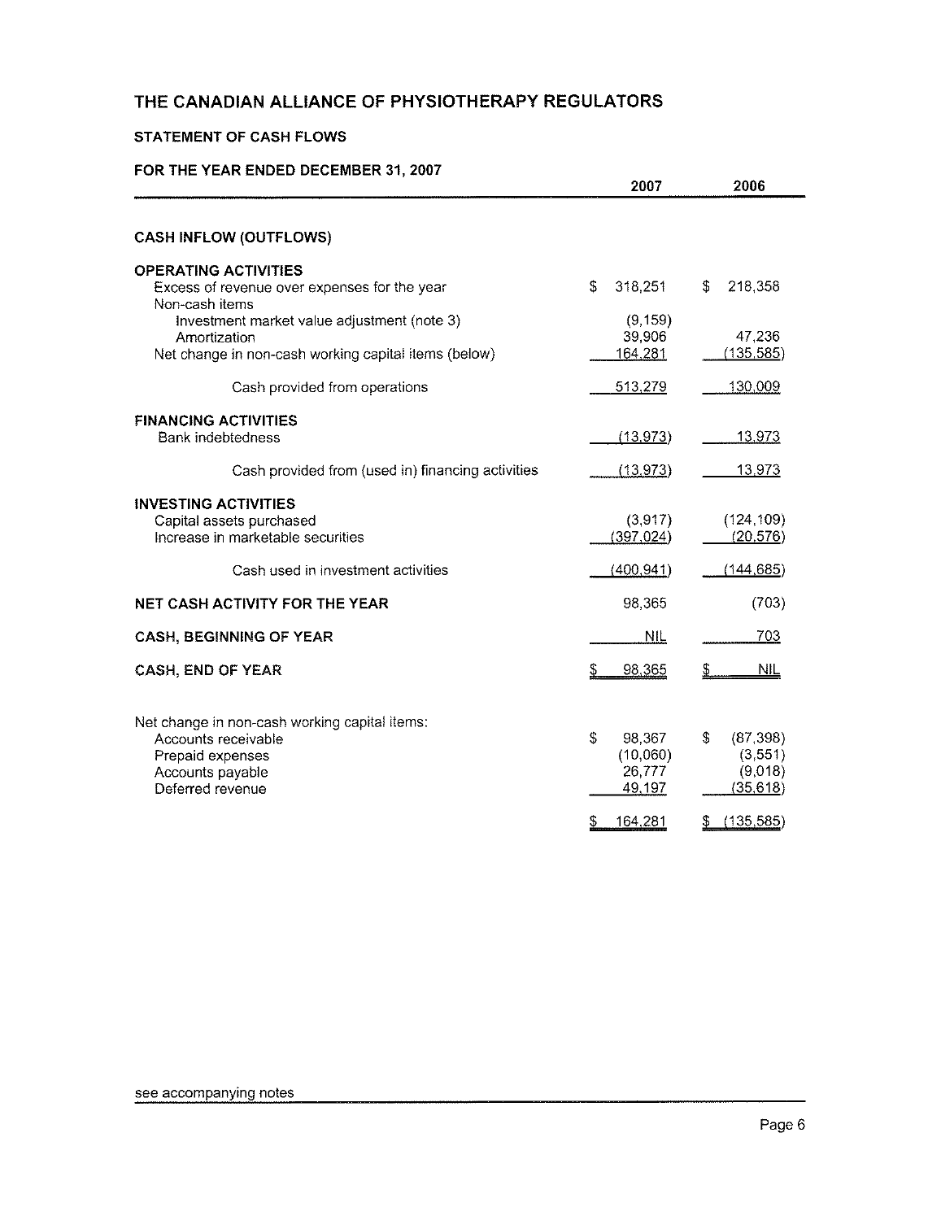# THE CANADIAN ALLIANCE OF PHYSIOTHERAPY REGULATORS

## STATEMENT OF CASH FLOWS

### FOR THE YEAR ENDED DECEMBER 31, 2007

| | 2007 | 2006 |
|---|---|---|
| **CASH INFLOW (OUTFLOWS)** | | |
| **OPERATING ACTIVITIES** | | |
| Excess of revenue over expenses for the year | $ 318,251 | $ 218,358 |
| Non-cash items | | |
| Investment market value adjustment (note 3) | (9,159) | |
| Amortization | 39,906 | 47,236 |
| Net change in non-cash working capital items (below) | 164,281 | (135,585) |
| Cash provided from operations | 513,279 | 130,009 |
| **FINANCING ACTIVITIES** | | |
| Bank indebtedness | (13,973) | 13,973 |
| Cash provided from (used in) financing activities | (13,973) | 13,973 |
| **INVESTING ACTIVITIES** | | |
| Capital assets purchased | (3,917) | (124,109) |
| Increase in marketable securities | (397,024) | (20,576) |
| Cash used in investment activities | (400,941) | (144,685) |
| **NET CASH ACTIVITY FOR THE YEAR** | 98,365 | (703) |
| **CASH, BEGINNING OF YEAR** | NIL | 703 |
| **CASH, END OF YEAR** | $ 98,365 | $ NIL |

| Net change in non-cash working capital items: | | |
|---|---|---|
| Accounts receivable | $ 98,367 | $ (87,398) |
| Prepaid expenses | (10,060) | (3,551) |
| Accounts payable | 26,777 | (9,018) |
| Deferred revenue | 49,197 | (35,618) |
| | $ 164,281 | $ (135,585) |

see accompanying notes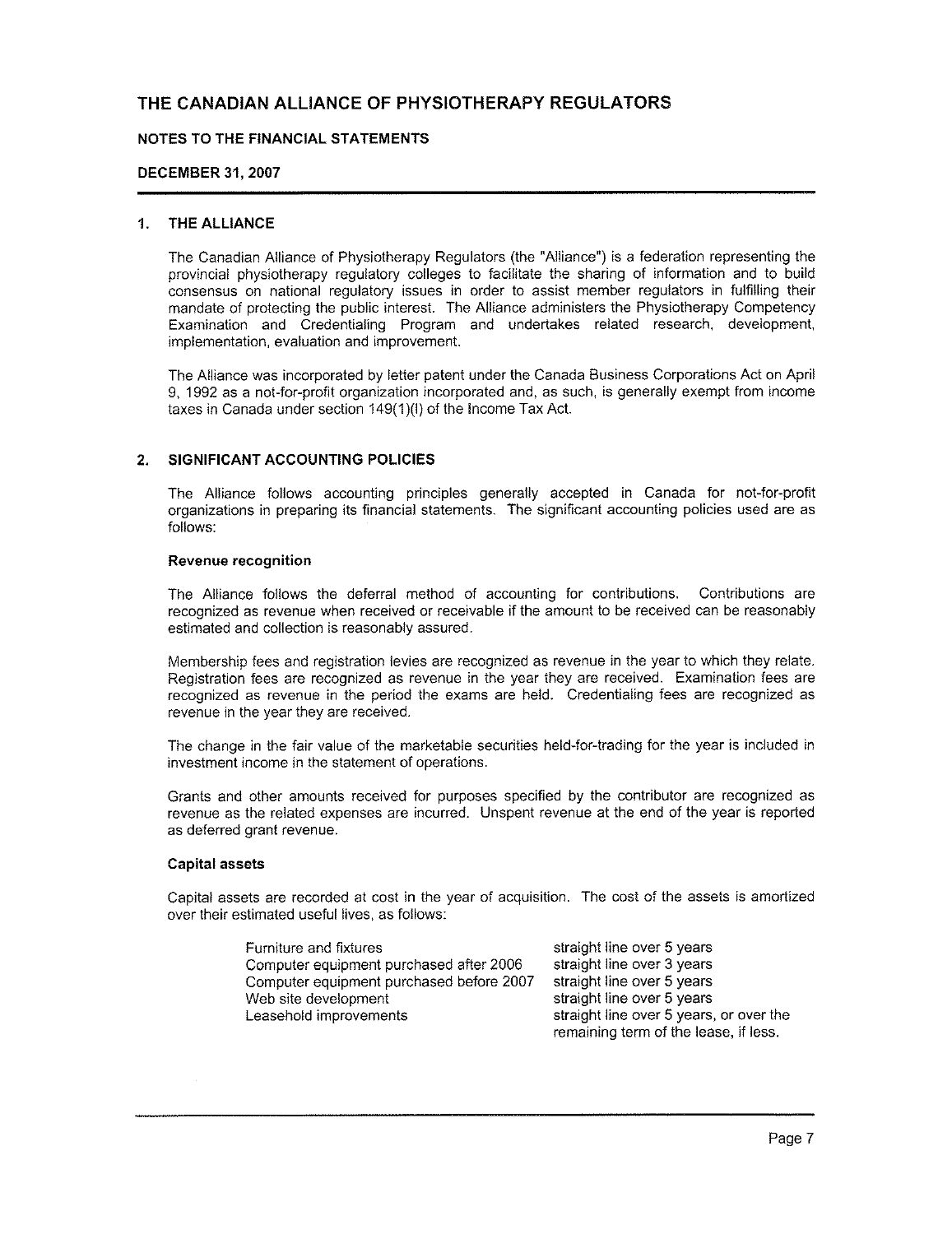# THE CANADIAN ALLIANCE OF PHYSIOTHERAPY REGULATORS

## NOTES TO THE FINANCIAL STATEMENTS

## DECEMBER 31, 2007

### 1. THE ALLIANCE

The Canadian Alliance of Physiotherapy Regulators (the "Alliance") is a federation representing the provincial physiotherapy regulatory colleges to facilitate the sharing of information and to build consensus on national regulatory issues in order to assist member regulators in fulfilling their mandate of protecting the public interest. The Alliance administers the Physiotherapy Competency Examination and Credentialing Program and undertakes related research, development, implementation, evaluation and improvement.

The Alliance was incorporated by letter patent under the Canada Business Corporations Act on April 9, 1992 as a not-for-profit organization incorporated and, as such, is generally exempt from income taxes in Canada under section 149(1)(l) of the Income Tax Act.

### 2. SIGNIFICANT ACCOUNTING POLICIES

The Alliance follows accounting principles generally accepted in Canada for not-for-profit organizations in preparing its financial statements. The significant accounting policies used are as follows:

**Revenue recognition**

The Alliance follows the deferral method of accounting for contributions. Contributions are recognized as revenue when received or receivable if the amount to be received can be reasonably estimated and collection is reasonably assured.

Membership fees and registration levies are recognized as revenue in the year to which they relate. Registration fees are recognized as revenue in the year they are received. Examination fees are recognized as revenue in the period the exams are held. Credentialing fees are recognized as revenue in the year they are received.

The change in the fair value of the marketable securities held-for-trading for the year is included in investment income in the statement of operations.

Grants and other amounts received for purposes specified by the contributor are recognized as revenue as the related expenses are incurred. Unspent revenue at the end of the year is reported as deferred grant revenue.

**Capital assets**

Capital assets are recorded at cost in the year of acquisition. The cost of the assets is amortized over their estimated useful lives, as follows:

| | |
|---|---|
| Furniture and fixtures | straight line over 5 years |
| Computer equipment purchased after 2006 | straight line over 3 years |
| Computer equipment purchased before 2007 | straight line over 5 years |
| Web site development | straight line over 5 years |
| Leasehold improvements | straight line over 5 years, or over the remaining term of the lease, if less. |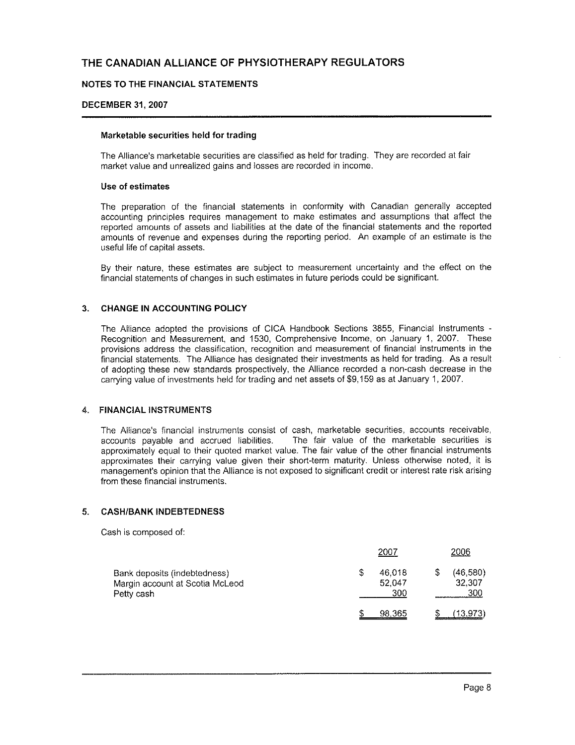# THE CANADIAN ALLIANCE OF PHYSIOTHERAPY REGULATORS

## NOTES TO THE FINANCIAL STATEMENTS

## DECEMBER 31, 2007

### Marketable securities held for trading

The Alliance's marketable securities are classified as held for trading. They are recorded at fair market value and unrealized gains and losses are recorded in income.

### Use of estimates

The preparation of the financial statements in conformity with Canadian generally accepted accounting principles requires management to make estimates and assumptions that affect the reported amounts of assets and liabilities at the date of the financial statements and the reported amounts of revenue and expenses during the reporting period. An example of an estimate is the useful life of capital assets.

By their nature, these estimates are subject to measurement uncertainty and the effect on the financial statements of changes in such estimates in future periods could be significant.

## 3. CHANGE IN ACCOUNTING POLICY

The Alliance adopted the provisions of CICA Handbook Sections 3855, Financial Instruments - Recognition and Measurement, and 1530, Comprehensive Income, on January 1, 2007. These provisions address the classification, recognition and measurement of financial instruments in the financial statements. The Alliance has designated their investments as held for trading. As a result of adopting these new standards prospectively, the Alliance recorded a non-cash decrease in the carrying value of investments held for trading and net assets of $9,159 as at January 1, 2007.

## 4. FINANCIAL INSTRUMENTS

The Alliance's financial instruments consist of cash, marketable securities, accounts receivable, accounts payable and accrued liabilities. The fair value of the marketable securities is approximately equal to their quoted market value. The fair value of the other financial instruments approximates their carrying value given their short-term maturity. Unless otherwise noted, it is management's opinion that the Alliance is not exposed to significant credit or interest rate risk arising from these financial instruments.

## 5. CASH/BANK INDEBTEDNESS

Cash is composed of:

| | 2007 | 2006 |
|---|---|---|
| Bank deposits (indebtedness) | $ 46,018 | $ (46,580) |
| Margin account at Scotia McLeod | 52,047 | 32,307 |
| Petty cash | 300 | 300 |
| | $ 98,365 | $ (13,973) |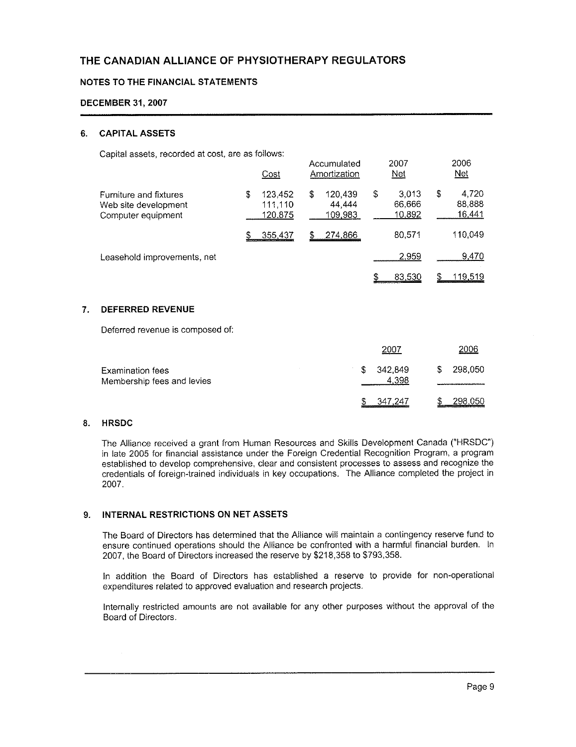# THE CANADIAN ALLIANCE OF PHYSIOTHERAPY REGULATORS

## NOTES TO THE FINANCIAL STATEMENTS

### DECEMBER 31, 2007

### 6. CAPITAL ASSETS

Capital assets, recorded at cost, are as follows:

| | Cost | Accumulated Amortization | 2007 Net | 2006 Net |
|---|---|---|---|---|
| Furniture and fixtures | $ 123,452 | $ 120,439 | $ 3,013 | $ 4,720 |
| Web site development | 111,110 | 44,444 | 66,666 | 88,888 |
| Computer equipment | 120,875 | 109,983 | 10,892 | 16,441 |
| | $ 355,437 | $ 274,866 | 80,571 | 110,049 |
| Leasehold improvements, net | | | 2,959 | 9,470 |
| | | | $ 83,530 | $ 119,519 |

### 7. DEFERRED REVENUE

Deferred revenue is composed of:

| | 2007 | 2006 |
|---|---|---|
| Examination fees | $ 342,849 | $ 298,050 |
| Membership fees and levies | 4,398 | |
| | $ 347,247 | $ 298,050 |

### 8. HRSDC

The Alliance received a grant from Human Resources and Skills Development Canada ("HRSDC") in late 2005 for financial assistance under the Foreign Credential Recognition Program, a program established to develop comprehensive, clear and consistent processes to assess and recognize the credentials of foreign-trained individuals in key occupations. The Alliance completed the project in 2007.

### 9. INTERNAL RESTRICTIONS ON NET ASSETS

The Board of Directors has determined that the Alliance will maintain a contingency reserve fund to ensure continued operations should the Alliance be confronted with a harmful financial burden. In 2007, the Board of Directors increased the reserve by $218,358 to $793,358.

In addition the Board of Directors has established a reserve to provide for non-operational expenditures related to approved evaluation and research projects.

Internally restricted amounts are not available for any other purposes without the approval of the Board of Directors.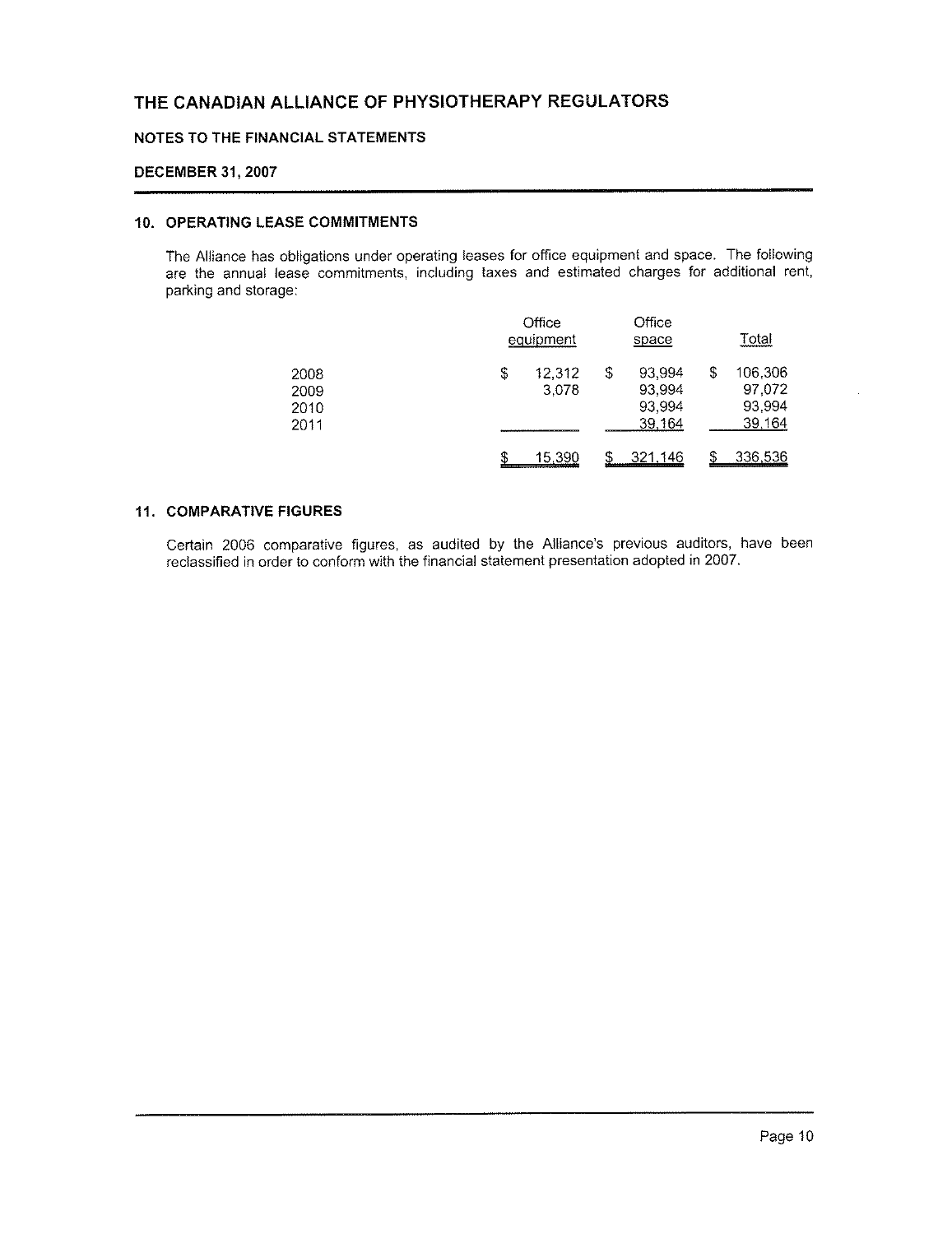# THE CANADIAN ALLIANCE OF PHYSIOTHERAPY REGULATORS

## NOTES TO THE FINANCIAL STATEMENTS

## DECEMBER 31, 2007

### 10. OPERATING LEASE COMMITMENTS

The Alliance has obligations under operating leases for office equipment and space. The following are the annual lease commitments, including taxes and estimated charges for additional rent, parking and storage:

| | Office equipment | Office space | Total |
|---|---|---|---|
| 2008 | $ 12,312 | $ 93,994 | $ 106,306 |
| 2009 | 3,078 | 93,994 | 97,072 |
| 2010 | | 93,994 | 93,994 |
| 2011 | | 39,164 | 39,164 |
| | $ 15,390 | $ 321,146 | $ 336,536 |

### 11. COMPARATIVE FIGURES

Certain 2006 comparative figures, as audited by the Alliance's previous auditors, have been reclassified in order to conform with the financial statement presentation adopted in 2007.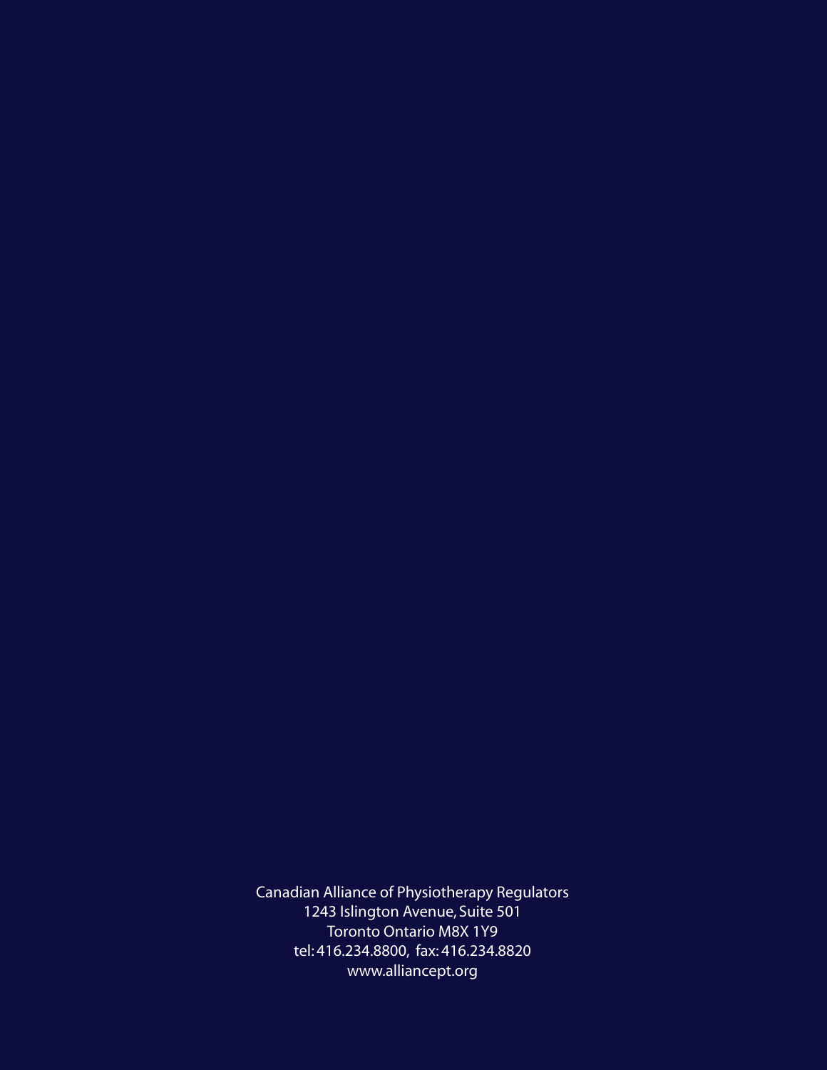Canadian Alliance of Physiotherapy Regulators
1243 Islington Avenue, Suite 501
Toronto Ontario M8X 1Y9
tel: 416.234.8800, fax: 416.234.8820
www.alliancept.org